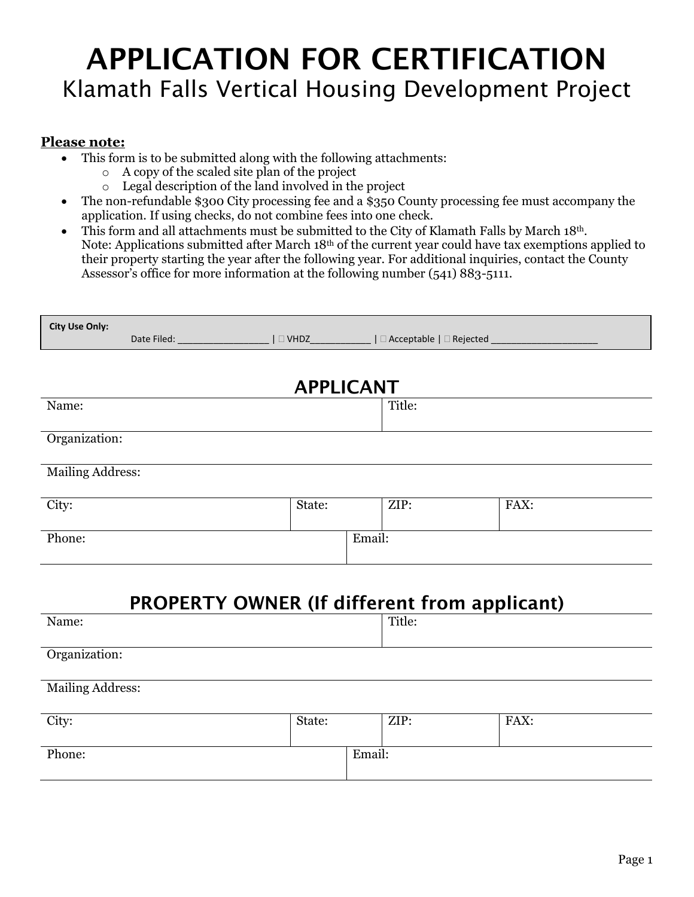# APPLICATION FOR CERTIFICATION

## Klamath Falls Vertical Housing Development Project

**Please note:**

- This form is to be submitted along with the following attachments:
  - A copy of the scaled site plan of the project
  - Legal description of the land involved in the project
- The non-refundable $300 City processing fee and a $350 County processing fee must accompany the application. If using checks, do not combine fees into one check.
- This form and all attachments must be submitted to the City of Klamath Falls by March 18th.
  Note: Applications submitted after March 18th of the current year could have tax exemptions applied to their property starting the year after the following year. For additional inquiries, contact the County Assessor's office for more information at the following number (541) 883-5111.

| **City Use Only:** |
|---|
| Date Filed: ________________ \| ☐ VHDZ___________ \| ☐ Acceptable \| ☐ Rejected ___________________ |

## APPLICANT

| Name: | | Title: | |
|---|---|---|---|
| Organization: | | | |
| Mailing Address: | | | |
| City: | State: | ZIP: | FAX: |
| Phone: | | Email: | |

## PROPERTY OWNER (If different from applicant)

| Name: | | Title: | |
|---|---|---|---|
| Organization: | | | |
| Mailing Address: | | | |
| City: | State: | ZIP: | FAX: |
| Phone: | | Email: | |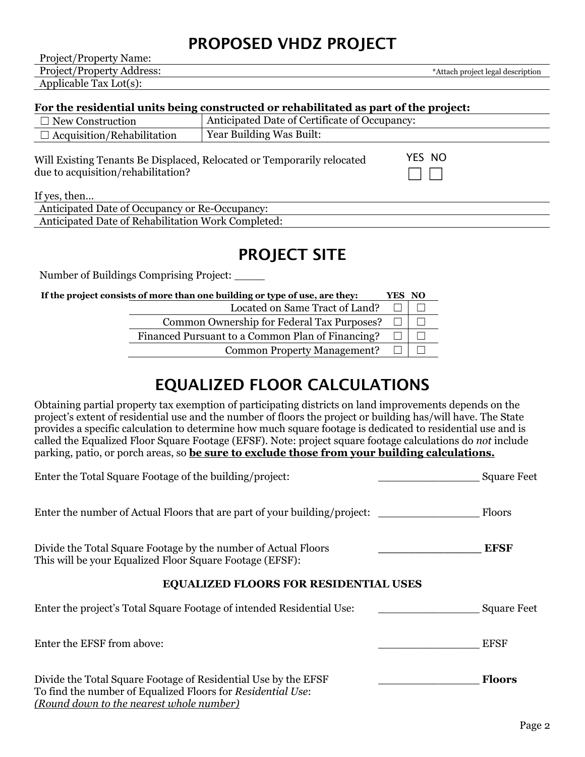# PROPOSED VHDZ PROJECT

Project/Property Name:

Project/Property Address: *Attach project legal description

Applicable Tax Lot(s):

**For the residential units being constructed or rehabilitated as part of the project:**

| | |
|---|---|
| ☐ New Construction | Anticipated Date of Certificate of Occupancy: |
| ☐ Acquisition/Rehabilitation | Year Building Was Built: |

Will Existing Tenants Be Displaced, Relocated or Temporarily relocated due to acquisition/rehabilitation? YES ☐ NO ☐

If yes, then…

Anticipated Date of Occupancy or Re-Occupancy:

Anticipated Date of Rehabilitation Work Completed:

# PROJECT SITE

Number of Buildings Comprising Project: _____

| **If the project consists of more than one building or type of use, are they:** | **YES** | **NO** |
|---|---|---|
| Located on Same Tract of Land? | ☐ | ☐ |
| Common Ownership for Federal Tax Purposes? | ☐ | ☐ |
| Financed Pursuant to a Common Plan of Financing? | ☐ | ☐ |
| Common Property Management? | ☐ | ☐ |

# EQUALIZED FLOOR CALCULATIONS

Obtaining partial property tax exemption of participating districts on land improvements depends on the project's extent of residential use and the number of floors the project or building has/will have. The State provides a specific calculation to determine how much square footage is dedicated to residential use and is called the Equalized Floor Square Footage (EFSF). Note: project square footage calculations do *not* include parking, patio, or porch areas, so **be sure to exclude those from your building calculations.**

Enter the Total Square Footage of the building/project: _______________ Square Feet

Enter the number of Actual Floors that are part of your building/project: _______________ Floors

Divide the Total Square Footage by the number of Actual Floors
This will be your Equalized Floor Square Footage (EFSF): _______________ **EFSF**

**EQUALIZED FLOORS FOR RESIDENTIAL USES**

Enter the project's Total Square Footage of intended Residential Use: _______________ Square Feet

Enter the EFSF from above: _______________ EFSF

Divide the Total Square Footage of Residential Use by the EFSF
To find the number of Equalized Floors for *Residential Use*:
*(Round down to the nearest whole number)* _______________ **Floors**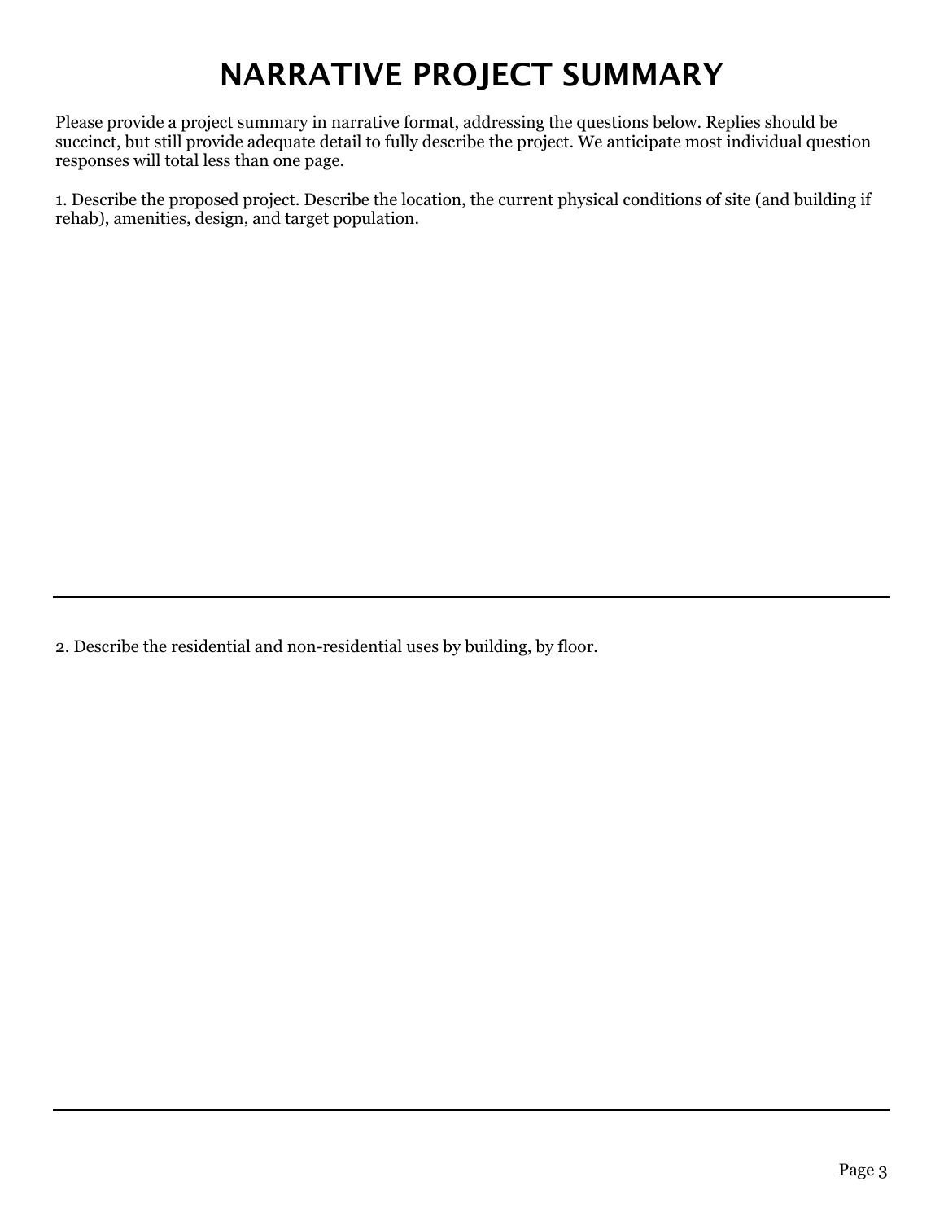# NARRATIVE PROJECT SUMMARY

Please provide a project summary in narrative format, addressing the questions below. Replies should be succinct, but still provide adequate detail to fully describe the project. We anticipate most individual question responses will total less than one page.

1. Describe the proposed project. Describe the location, the current physical conditions of site (and building if rehab), amenities, design, and target population.

---

2. Describe the residential and non-residential uses by building, by floor.

---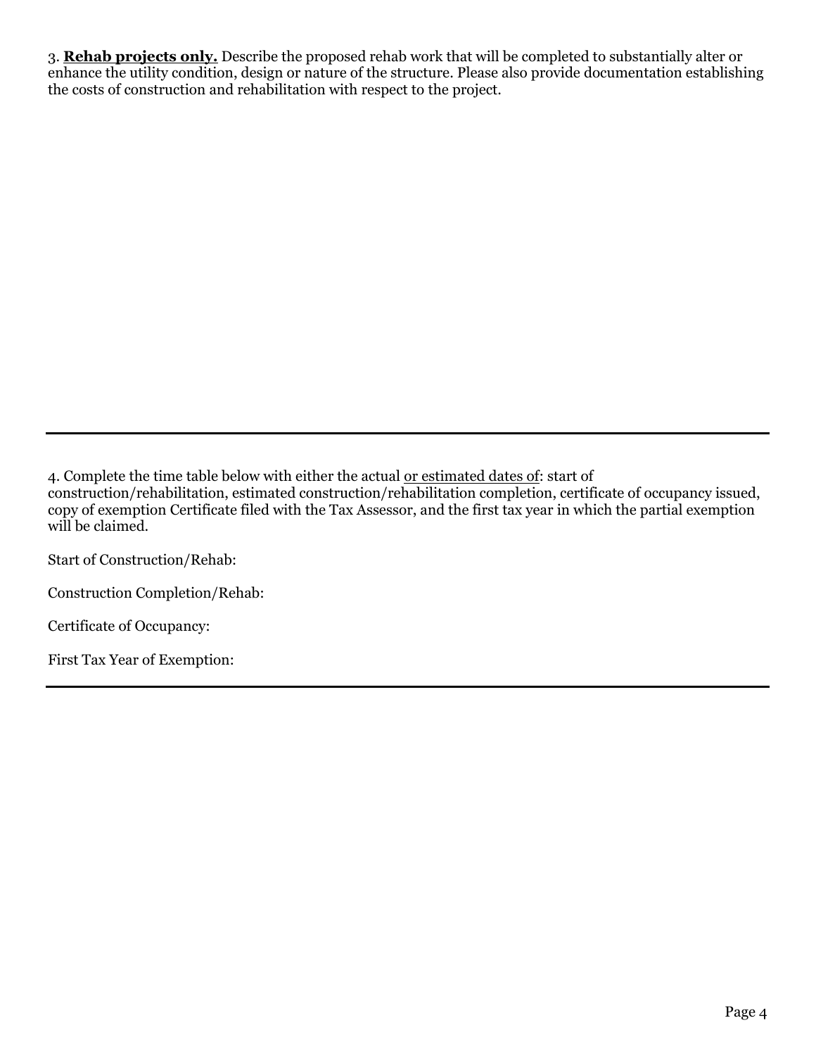3. **Rehab projects only.** Describe the proposed rehab work that will be completed to substantially alter or enhance the utility condition, design or nature of the structure. Please also provide documentation establishing the costs of construction and rehabilitation with respect to the project.

---

4. Complete the time table below with either the actual or estimated dates of: start of construction/rehabilitation, estimated construction/rehabilitation completion, certificate of occupancy issued, copy of exemption Certificate filed with the Tax Assessor, and the first tax year in which the partial exemption will be claimed.

Start of Construction/Rehab:

Construction Completion/Rehab:

Certificate of Occupancy:

First Tax Year of Exemption:

---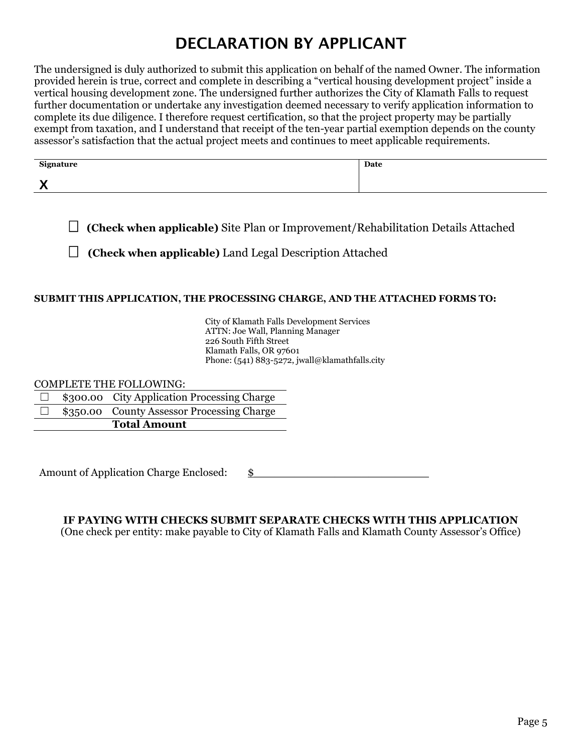# DECLARATION BY APPLICANT

The undersigned is duly authorized to submit this application on behalf of the named Owner. The information provided herein is true, correct and complete in describing a "vertical housing development project" inside a vertical housing development zone. The undersigned further authorizes the City of Klamath Falls to request further documentation or undertake any investigation deemed necessary to verify application information to complete its due diligence. I therefore request certification, so that the project property may be partially exempt from taxation, and I understand that receipt of the ten-year partial exemption depends on the county assessor's satisfaction that the actual project meets and continues to meet applicable requirements.

| Signature | Date |
|---|---|
| X | |

☐ **(Check when applicable)** Site Plan or Improvement/Rehabilitation Details Attached

☐ **(Check when applicable)** Land Legal Description Attached

**SUBMIT THIS APPLICATION, THE PROCESSING CHARGE, AND THE ATTACHED FORMS TO:**

City of Klamath Falls Development Services
ATTN: Joe Wall, Planning Manager
226 South Fifth Street
Klamath Falls, OR 97601
Phone: (541) 883-5272, jwall@klamathfalls.city

COMPLETE THE FOLLOWING:

| | | |
|---|---|---|
| ☐ | $300.00 | City Application Processing Charge |
| ☐ | $350.00 | County Assessor Processing Charge |
| | | **Total Amount** |

Amount of Application Charge Enclosed: $ ______________________

**IF PAYING WITH CHECKS SUBMIT SEPARATE CHECKS WITH THIS APPLICATION**
(One check per entity: make payable to City of Klamath Falls and Klamath County Assessor's Office)